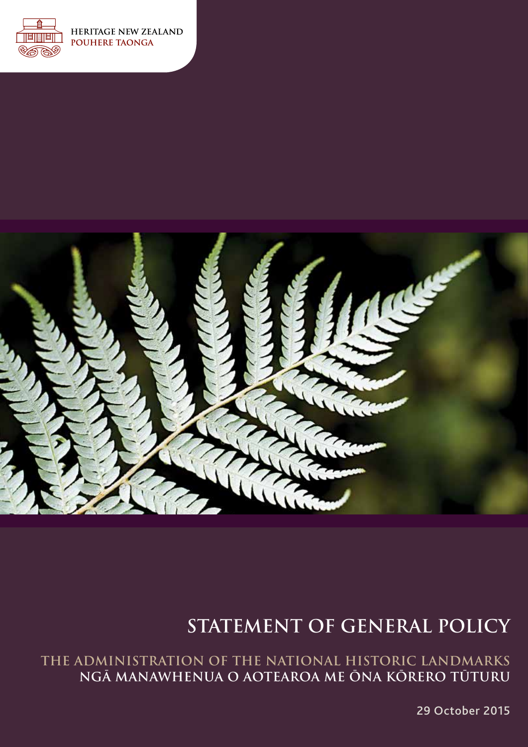HERITAGE NEW ZEALAND
POUHERE TAONGA

# STATEMENT OF GENERAL POLICY

## THE ADMINISTRATION OF THE NATIONAL HISTORIC LANDMARKS
## NGĀ MANAWHENUA O AOTEAROA ME ŌNA KŌRERO TŪTURU

29 October 2015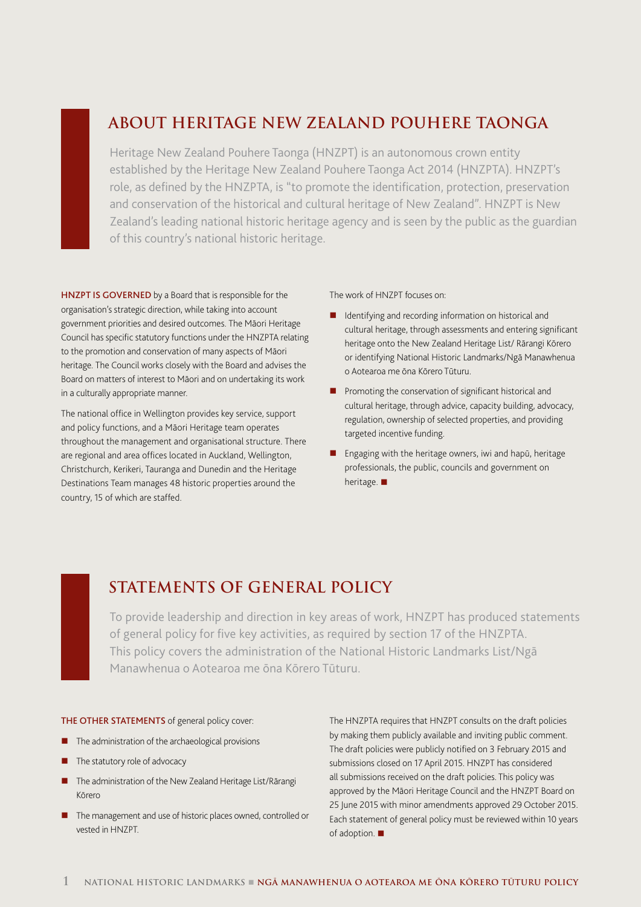## ABOUT HERITAGE NEW ZEALAND POUHERE TAONGA

Heritage New Zealand Pouhere Taonga (HNZPT) is an autonomous crown entity established by the Heritage New Zealand Pouhere Taonga Act 2014 (HNZPTA). HNZPT's role, as defined by the HNZPTA, is "to promote the identification, protection, preservation and conservation of the historical and cultural heritage of New Zealand". HNZPT is New Zealand's leading national historic heritage agency and is seen by the public as the guardian of this country's national historic heritage.

**HNZPT IS GOVERNED** by a Board that is responsible for the organisation's strategic direction, while taking into account government priorities and desired outcomes. The Māori Heritage Council has specific statutory functions under the HNZPTA relating to the promotion and conservation of many aspects of Māori heritage. The Council works closely with the Board and advises the Board on matters of interest to Māori and on undertaking its work in a culturally appropriate manner.

The national office in Wellington provides key service, support and policy functions, and a Māori Heritage team operates throughout the management and organisational structure. There are regional and area offices located in Auckland, Wellington, Christchurch, Kerikeri, Tauranga and Dunedin and the Heritage Destinations Team manages 48 historic properties around the country, 15 of which are staffed.

The work of HNZPT focuses on:

- Identifying and recording information on historical and cultural heritage, through assessments and entering significant heritage onto the New Zealand Heritage List/ Rārangi Kōrero or identifying National Historic Landmarks/Ngā Manawhenua o Aotearoa me ōna Kōrero Tūturu.
- Promoting the conservation of significant historical and cultural heritage, through advice, capacity building, advocacy, regulation, ownership of selected properties, and providing targeted incentive funding.
- Engaging with the heritage owners, iwi and hapū, heritage professionals, the public, councils and government on heritage. ■

## STATEMENTS OF GENERAL POLICY

To provide leadership and direction in key areas of work, HNZPT has produced statements of general policy for five key activities, as required by section 17 of the HNZPTA. This policy covers the administration of the National Historic Landmarks List/Ngā Manawhenua o Aotearoa me ōna Kōrero Tūturu.

**THE OTHER STATEMENTS** of general policy cover:

- The administration of the archaeological provisions
- The statutory role of advocacy
- The administration of the New Zealand Heritage List/Rārangi Kōrero
- The management and use of historic places owned, controlled or vested in HNZPT.

The HNZPTA requires that HNZPT consults on the draft policies by making them publicly available and inviting public comment. The draft policies were publicly notified on 3 February 2015 and submissions closed on 17 April 2015. HNZPT has considered all submissions received on the draft policies. This policy was approved by the Māori Heritage Council and the HNZPT Board on 25 June 2015 with minor amendments approved 29 October 2015. Each statement of general policy must be reviewed within 10 years of adoption. ■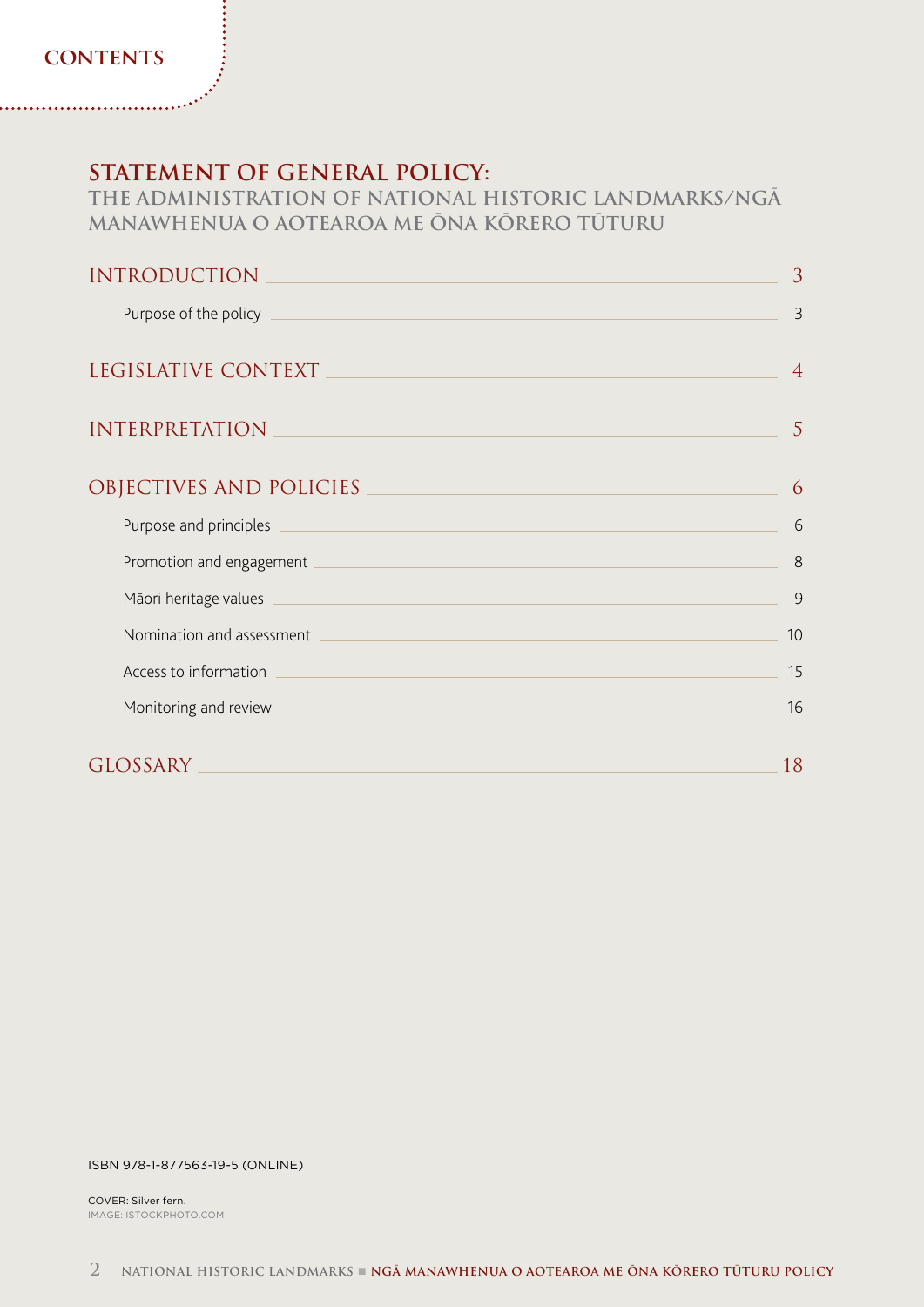# CONTENTS

## STATEMENT OF GENERAL POLICY:

### THE ADMINISTRATION OF NATIONAL HISTORIC LANDMARKS/NGĀ MANAWHENUA O AOTEAROA ME ŌNA KŌRERO TŪTURU

INTRODUCTION ........ 3

- Purpose of the policy ........ 3

LEGISLATIVE CONTEXT ........ 4

INTERPRETATION ........ 5

OBJECTIVES AND POLICIES ........ 6

- Purpose and principles ........ 6
- Promotion and engagement ........ 8
- Māori heritage values ........ 9
- Nomination and assessment ........ 10
- Access to information ........ 15
- Monitoring and review ........ 16

GLOSSARY ........ 18

ISBN 978-1-877563-19-5 (ONLINE)

COVER: Silver fern.
IMAGE: ISTOCKPHOTO.COM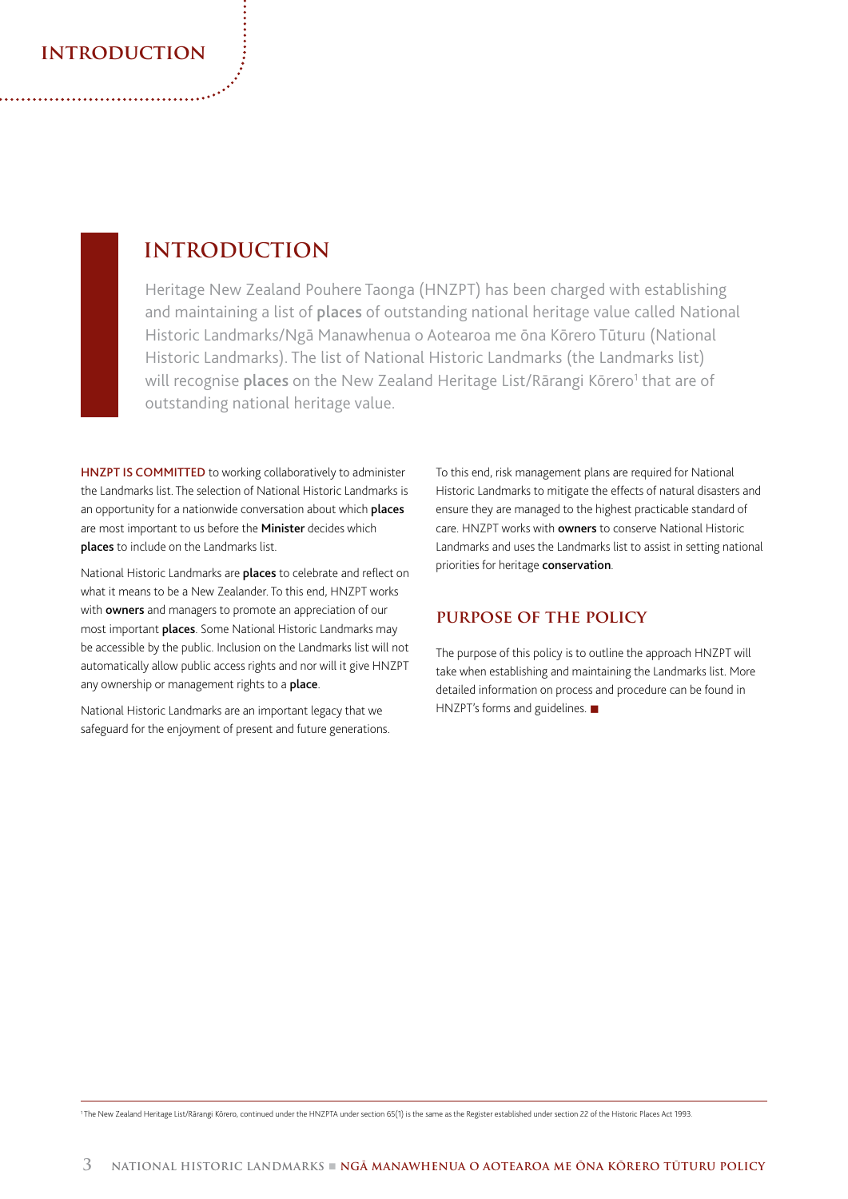# INTRODUCTION

Heritage New Zealand Pouhere Taonga (HNZPT) has been charged with establishing and maintaining a list of **places** of outstanding national heritage value called National Historic Landmarks/Ngā Manawhenua o Aotearoa me ōna Kōrero Tūturu (National Historic Landmarks). The list of National Historic Landmarks (the Landmarks list) will recognise **places** on the New Zealand Heritage List/Rārangi Kōrero[1] that are of outstanding national heritage value.

**HNZPT IS COMMITTED** to working collaboratively to administer the Landmarks list. The selection of National Historic Landmarks is an opportunity for a nationwide conversation about which **places** are most important to us before the **Minister** decides which **places** to include on the Landmarks list.

National Historic Landmarks are **places** to celebrate and reflect on what it means to be a New Zealander. To this end, HNZPT works with **owners** and managers to promote an appreciation of our most important **places**. Some National Historic Landmarks may be accessible by the public. Inclusion on the Landmarks list will not automatically allow public access rights and nor will it give HNZPT any ownership or management rights to a **place**.

National Historic Landmarks are an important legacy that we safeguard for the enjoyment of present and future generations.

To this end, risk management plans are required for National Historic Landmarks to mitigate the effects of natural disasters and ensure they are managed to the highest practicable standard of care. HNZPT works with **owners** to conserve National Historic Landmarks and uses the Landmarks list to assist in setting national priorities for heritage **conservation**.

## PURPOSE OF THE POLICY

The purpose of this policy is to outline the approach HNZPT will take when establishing and maintaining the Landmarks list. More detailed information on process and procedure can be found in HNZPT's forms and guidelines. ■

[1] The New Zealand Heritage List/Rārangi Kōrero, continued under the HNZPTA under section 65(1) is the same as the Register established under section 22 of the Historic Places Act 1993.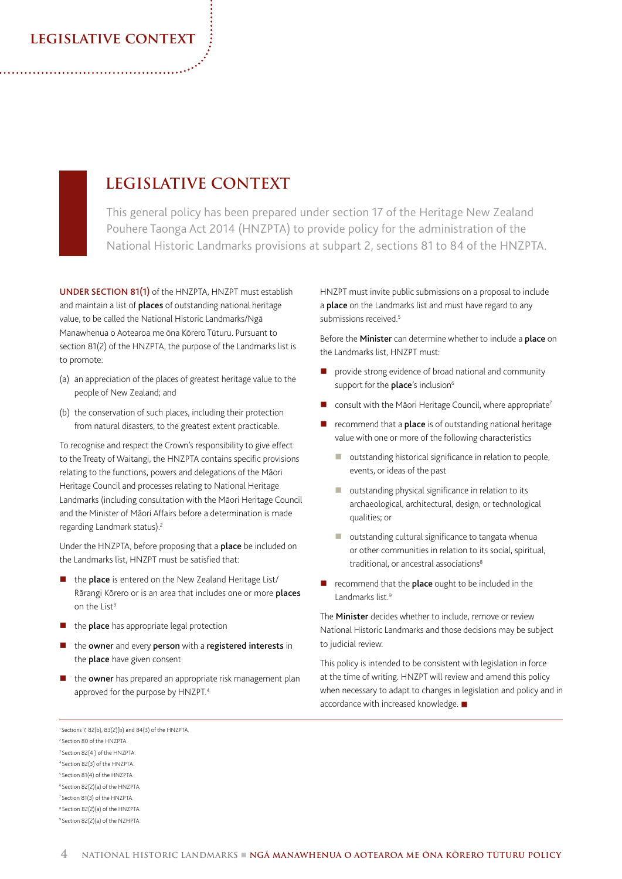# LEGISLATIVE CONTEXT

This general policy has been prepared under section 17 of the Heritage New Zealand Pouhere Taonga Act 2014 (HNZPTA) to provide policy for the administration of the National Historic Landmarks provisions at subpart 2, sections 81 to 84 of the HNZPTA.

**UNDER SECTION 81(1)** of the HNZPTA, HNZPT must establish and maintain a list of **places** of outstanding national heritage value, to be called the National Historic Landmarks/Ngā Manawhenua o Aotearoa me ōna Kōrero Tūturu. Pursuant to section 81(2) of the HNZPTA, the purpose of the Landmarks list is to promote:

(a) an appreciation of the places of greatest heritage value to the people of New Zealand; and

(b) the conservation of such places, including their protection from natural disasters, to the greatest extent practicable.

To recognise and respect the Crown's responsibility to give effect to the Treaty of Waitangi, the HNZPTA contains specific provisions relating to the functions, powers and delegations of the Māori Heritage Council and processes relating to National Heritage Landmarks (including consultation with the Māori Heritage Council and the Minister of Māori Affairs before a determination is made regarding Landmark status).[2]

Under the HNZPTA, before proposing that a **place** be included on the Landmarks list, HNZPT must be satisfied that:

- the **place** is entered on the New Zealand Heritage List/ Rārangi Kōrero or is an area that includes one or more **places** on the List[3]
- the **place** has appropriate legal protection
- the **owner** and every **person** with a **registered interests** in the **place** have given consent
- the **owner** has prepared an appropriate risk management plan approved for the purpose by HNZPT.[4]

HNZPT must invite public submissions on a proposal to include a **place** on the Landmarks list and must have regard to any submissions received.[5]

Before the **Minister** can determine whether to include a **place** on the Landmarks list, HNZPT must:

- provide strong evidence of broad national and community support for the **place**'s inclusion[6]
- consult with the Māori Heritage Council, where appropriate[7]
- recommend that a **place** is of outstanding national heritage value with one or more of the following characteristics
  - outstanding historical significance in relation to people, events, or ideas of the past
  - outstanding physical significance in relation to its archaeological, architectural, design, or technological qualities; or
  - outstanding cultural significance to tangata whenua or other communities in relation to its social, spiritual, traditional, or ancestral associations[8]
- recommend that the **place** ought to be included in the Landmarks list.[9]

The **Minister** decides whether to include, remove or review National Historic Landmarks and those decisions may be subject to judicial review.

This policy is intended to be consistent with legislation in force at the time of writing. HNZPT will review and amend this policy when necessary to adapt to changes in legislation and policy and in accordance with increased knowledge. ■

---

[1] Sections 7, 82(b), 83(2)(b) and 84(3) of the HNZPTA.
[2] Section 80 of the HNZPTA.
[3] Section 82(4 ) of the HNZPTA.
[4] Section 82(3) of the HNZPTA.
[5] Section 81(4) of the HNZPTA.
[6] Section 82(2)(a) of the HNZPTA.
[7] Section 81(3) of the HNZPTA.
[8] Section 82(2)(a) of the HNZPTA.
[9] Section 82(2)(a) of the NZHPTA.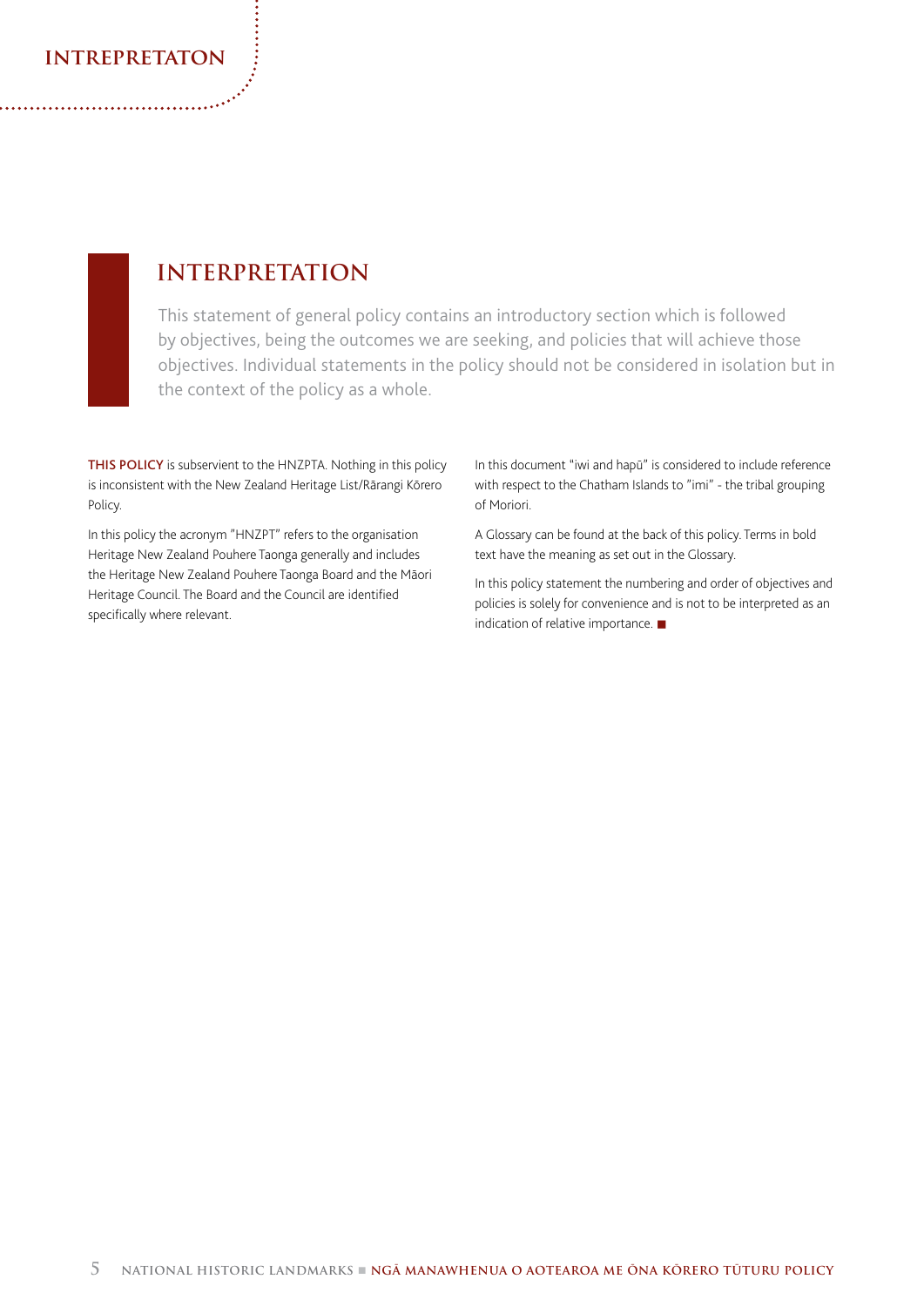# INTERPRETATION

This statement of general policy contains an introductory section which is followed by objectives, being the outcomes we are seeking, and policies that will achieve those objectives. Individual statements in the policy should not be considered in isolation but in the context of the policy as a whole.

**THIS POLICY** is subservient to the HNZPTA. Nothing in this policy is inconsistent with the New Zealand Heritage List/Rārangi Kōrero Policy.

In this policy the acronym "HNZPT" refers to the organisation Heritage New Zealand Pouhere Taonga generally and includes the Heritage New Zealand Pouhere Taonga Board and the Māori Heritage Council. The Board and the Council are identified specifically where relevant.

In this document "iwi and hapū" is considered to include reference with respect to the Chatham Islands to "imi" - the tribal grouping of Moriori.

A Glossary can be found at the back of this policy. Terms in bold text have the meaning as set out in the Glossary.

In this policy statement the numbering and order of objectives and policies is solely for convenience and is not to be interpreted as an indication of relative importance. ■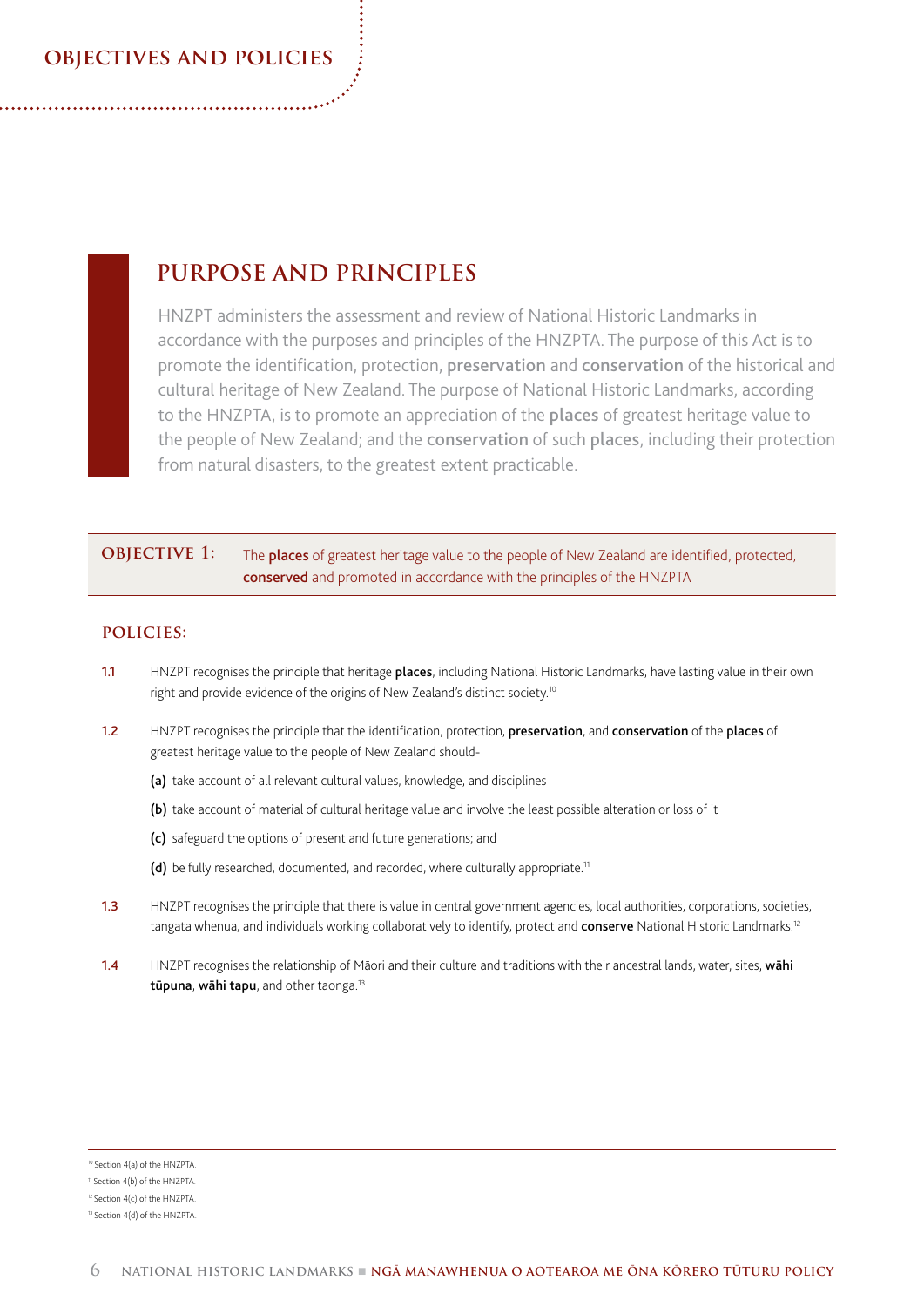## PURPOSE AND PRINCIPLES

HNZPT administers the assessment and review of National Historic Landmarks in accordance with the purposes and principles of the HNZPTA. The purpose of this Act is to promote the identification, protection, **preservation** and **conservation** of the historical and cultural heritage of New Zealand. The purpose of National Historic Landmarks, according to the HNZPTA, is to promote an appreciation of the **places** of greatest heritage value to the people of New Zealand; and the **conservation** of such **places**, including their protection from natural disasters, to the greatest extent practicable.

**OBJECTIVE 1:** The **places** of greatest heritage value to the people of New Zealand are identified, protected, **conserved** and promoted in accordance with the principles of the HNZPTA

### POLICIES:

1.1 HNZPT recognises the principle that heritage **places**, including National Historic Landmarks, have lasting value in their own right and provide evidence of the origins of New Zealand's distinct society.[10]

1.2 HNZPT recognises the principle that the identification, protection, **preservation**, and **conservation** of the **places** of greatest heritage value to the people of New Zealand should-

- **(a)** take account of all relevant cultural values, knowledge, and disciplines
- **(b)** take account of material of cultural heritage value and involve the least possible alteration or loss of it
- **(c)** safeguard the options of present and future generations; and
- **(d)** be fully researched, documented, and recorded, where culturally appropriate.[11]

1.3 HNZPT recognises the principle that there is value in central government agencies, local authorities, corporations, societies, tangata whenua, and individuals working collaboratively to identify, protect and **conserve** National Historic Landmarks.[12]

1.4 HNZPT recognises the relationship of Māori and their culture and traditions with their ancestral lands, water, sites, **wāhi tūpuna**, **wāhi tapu**, and other taonga.[13]

---

[10] Section 4(a) of the HNZPTA.
[11] Section 4(b) of the HNZPTA.
[12] Section 4(c) of the HNZPTA.
[13] Section 4(d) of the HNZPTA.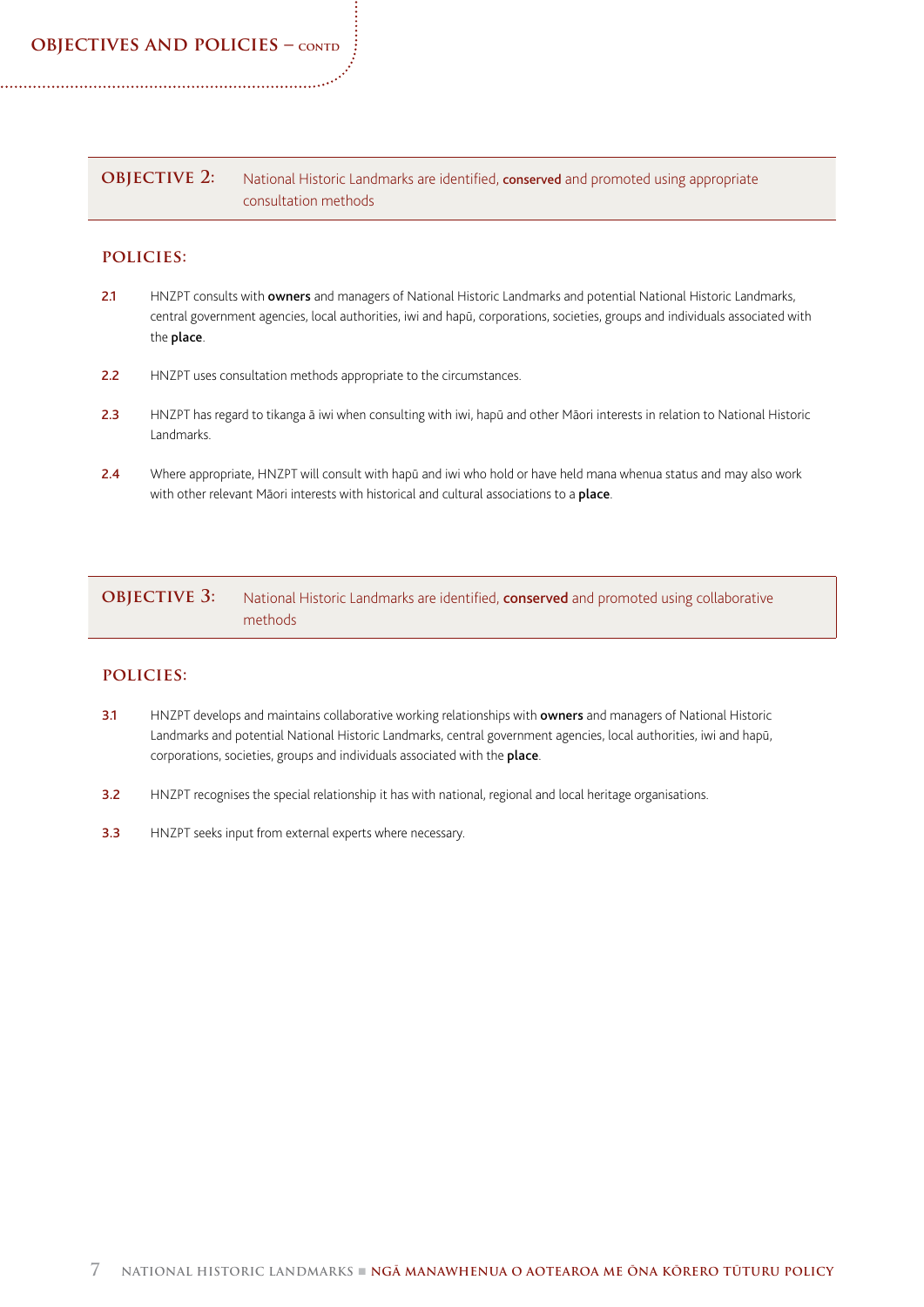## OBJECTIVE 2: National Historic Landmarks are identified, **conserved** and promoted using appropriate consultation methods

### POLICIES:

**2.1** HNZPT consults with **owners** and managers of National Historic Landmarks and potential National Historic Landmarks, central government agencies, local authorities, iwi and hapū, corporations, societies, groups and individuals associated with the **place**.

**2.2** HNZPT uses consultation methods appropriate to the circumstances.

**2.3** HNZPT has regard to tikanga ā iwi when consulting with iwi, hapū and other Māori interests in relation to National Historic Landmarks.

**2.4** Where appropriate, HNZPT will consult with hapū and iwi who hold or have held mana whenua status and may also work with other relevant Māori interests with historical and cultural associations to a **place**.

## OBJECTIVE 3: National Historic Landmarks are identified, **conserved** and promoted using collaborative methods

### POLICIES:

**3.1** HNZPT develops and maintains collaborative working relationships with **owners** and managers of National Historic Landmarks and potential National Historic Landmarks, central government agencies, local authorities, iwi and hapū, corporations, societies, groups and individuals associated with the **place**.

**3.2** HNZPT recognises the special relationship it has with national, regional and local heritage organisations.

**3.3** HNZPT seeks input from external experts where necessary.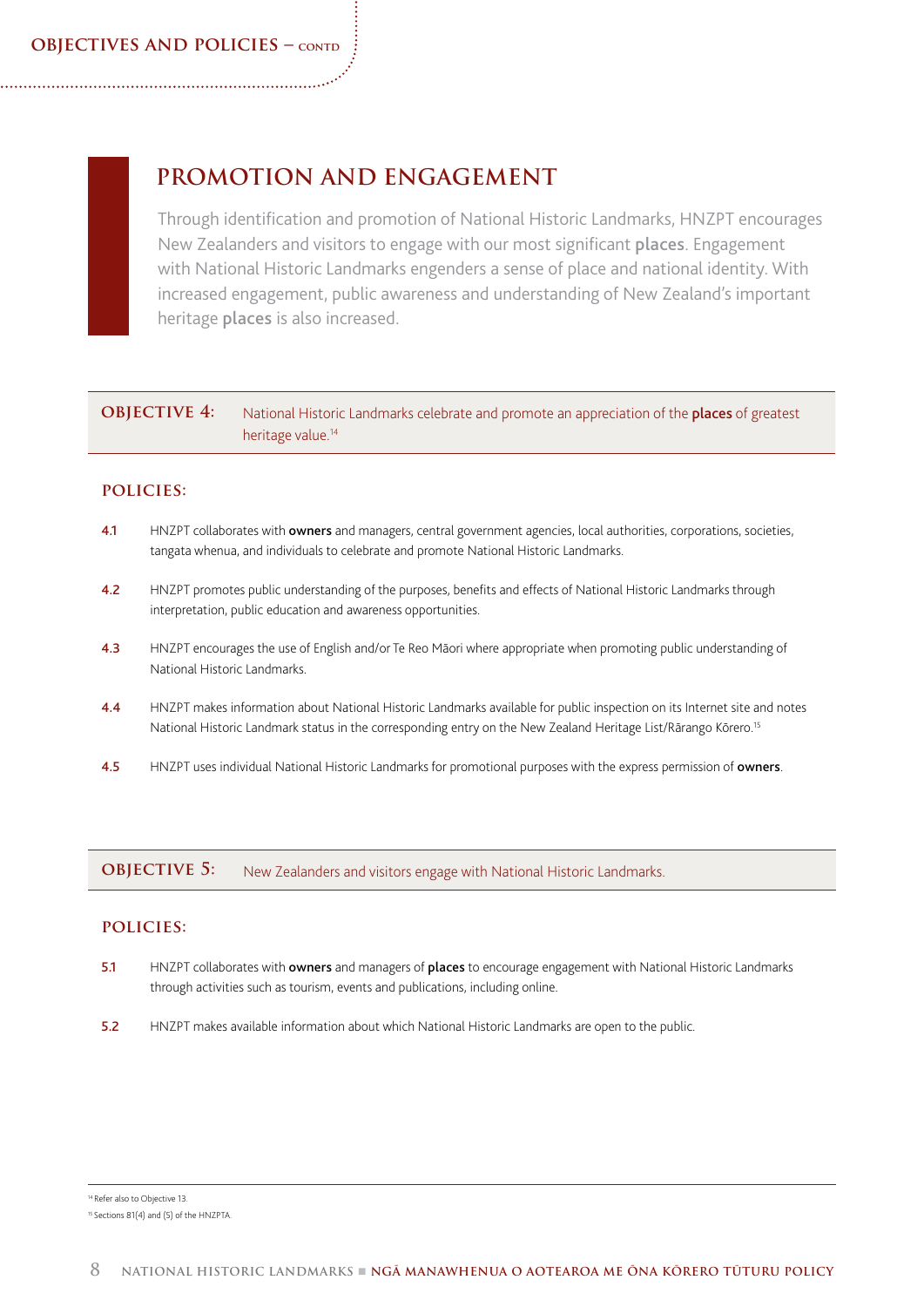## PROMOTION AND ENGAGEMENT

Through identification and promotion of National Historic Landmarks, HNZPT encourages New Zealanders and visitors to engage with our most significant **places**. Engagement with National Historic Landmarks engenders a sense of place and national identity. With increased engagement, public awareness and understanding of New Zealand's important heritage **places** is also increased.

**OBJECTIVE 4:** National Historic Landmarks celebrate and promote an appreciation of the **places** of greatest heritage value.[14]

### POLICIES:

**4.1** HNZPT collaborates with **owners** and managers, central government agencies, local authorities, corporations, societies, tangata whenua, and individuals to celebrate and promote National Historic Landmarks.

**4.2** HNZPT promotes public understanding of the purposes, benefits and effects of National Historic Landmarks through interpretation, public education and awareness opportunities.

**4.3** HNZPT encourages the use of English and/or Te Reo Māori where appropriate when promoting public understanding of National Historic Landmarks.

**4.4** HNZPT makes information about National Historic Landmarks available for public inspection on its Internet site and notes National Historic Landmark status in the corresponding entry on the New Zealand Heritage List/Rārango Kōrero.[15]

**4.5** HNZPT uses individual National Historic Landmarks for promotional purposes with the express permission of **owners**.

**OBJECTIVE 5:** New Zealanders and visitors engage with National Historic Landmarks.

### POLICIES:

**5.1** HNZPT collaborates with **owners** and managers of **places** to encourage engagement with National Historic Landmarks through activities such as tourism, events and publications, including online.

**5.2** HNZPT makes available information about which National Historic Landmarks are open to the public.

---

[14] Refer also to Objective 13.

[15] Sections 81(4) and (5) of the HNZPTA.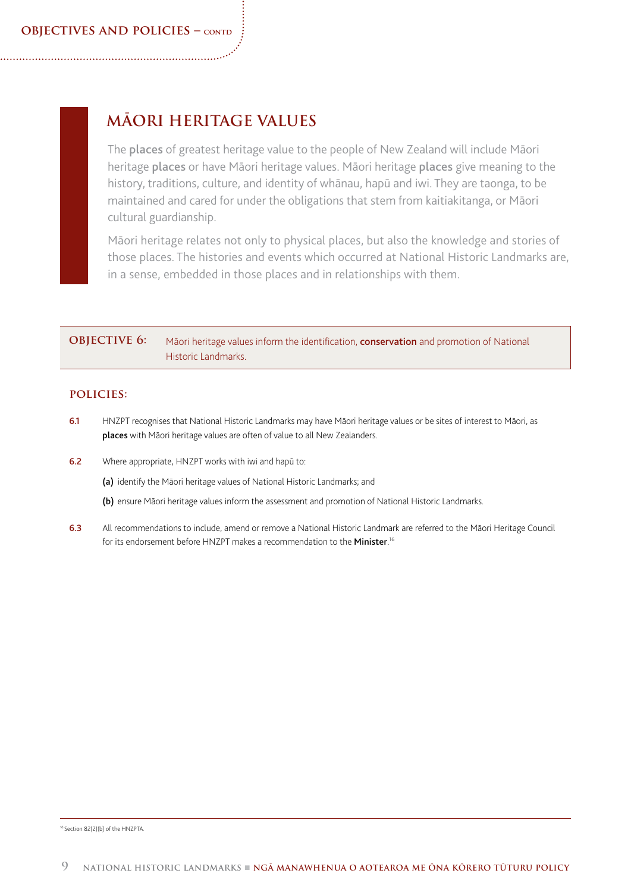# MĀORI HERITAGE VALUES

The **places** of greatest heritage value to the people of New Zealand will include Māori heritage **places** or have Māori heritage values. Māori heritage **places** give meaning to the history, traditions, culture, and identity of whānau, hapū and iwi. They are taonga, to be maintained and cared for under the obligations that stem from kaitiakitanga, or Māori cultural guardianship.

Māori heritage relates not only to physical places, but also the knowledge and stories of those places. The histories and events which occurred at National Historic Landmarks are, in a sense, embedded in those places and in relationships with them.

**OBJECTIVE 6:** Māori heritage values inform the identification, **conservation** and promotion of National Historic Landmarks.

## POLICIES:

**6.1** HNZPT recognises that National Historic Landmarks may have Māori heritage values or be sites of interest to Māori, as **places** with Māori heritage values are often of value to all New Zealanders.

**6.2** Where appropriate, HNZPT works with iwi and hapū to:

**(a)** identify the Māori heritage values of National Historic Landmarks; and

**(b)** ensure Māori heritage values inform the assessment and promotion of National Historic Landmarks.

**6.3** All recommendations to include, amend or remove a National Historic Landmark are referred to the Māori Heritage Council for its endorsement before HNZPT makes a recommendation to the **Minister**.[16]

[16] Section 82(2)(b) of the HNZPTA.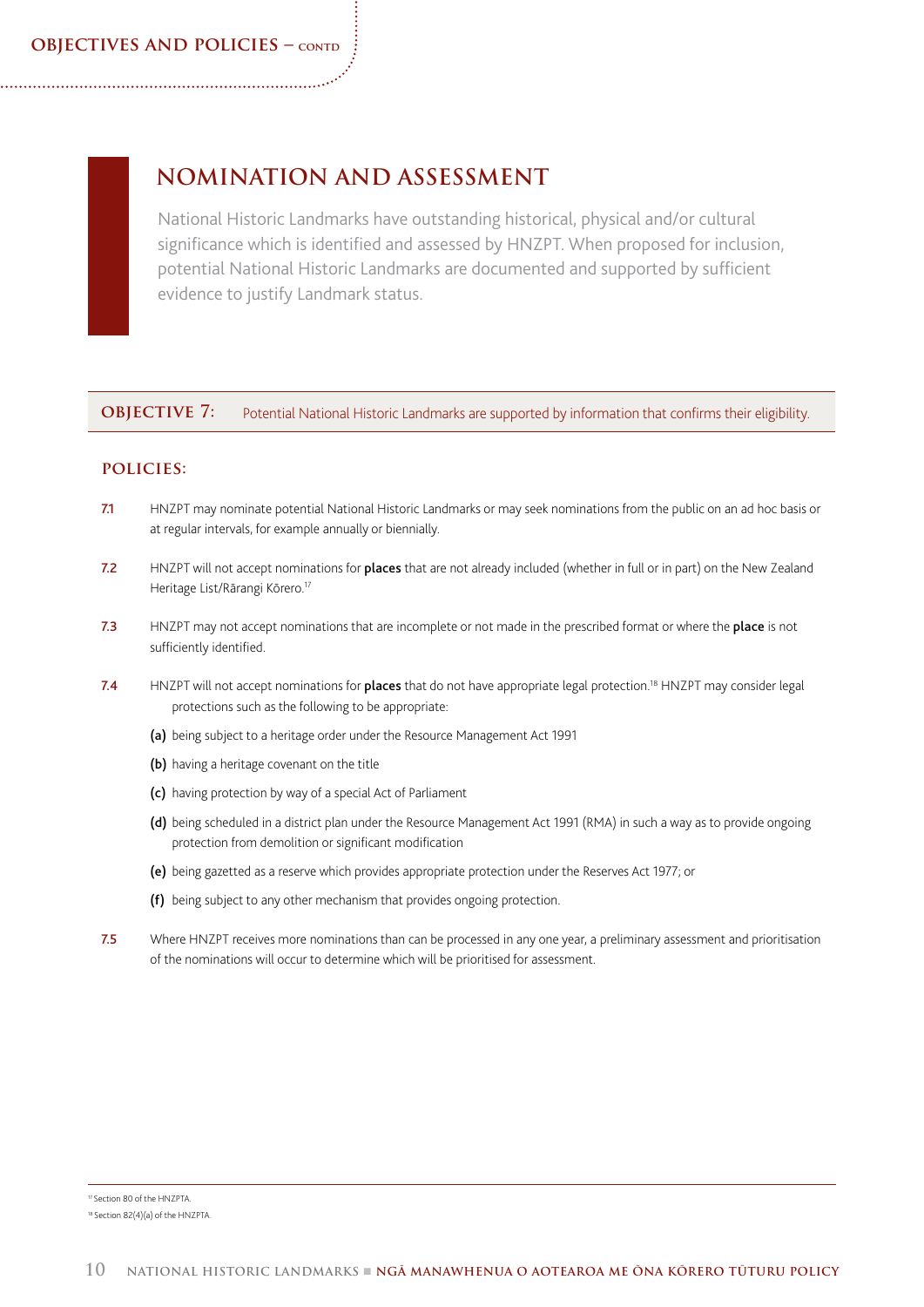## NOMINATION AND ASSESSMENT

National Historic Landmarks have outstanding historical, physical and/or cultural significance which is identified and assessed by HNZPT. When proposed for inclusion, potential National Historic Landmarks are documented and supported by sufficient evidence to justify Landmark status.

**OBJECTIVE 7:** Potential National Historic Landmarks are supported by information that confirms their eligibility.

### POLICIES:

**7.1** HNZPT may nominate potential National Historic Landmarks or may seek nominations from the public on an ad hoc basis or at regular intervals, for example annually or biennially.

**7.2** HNZPT will not accept nominations for **places** that are not already included (whether in full or in part) on the New Zealand Heritage List/Rārangi Kōrero.[17]

**7.3** HNZPT may not accept nominations that are incomplete or not made in the prescribed format or where the **place** is not sufficiently identified.

**7.4** HNZPT will not accept nominations for **places** that do not have appropriate legal protection.[18] HNZPT may consider legal protections such as the following to be appropriate:

- **(a)** being subject to a heritage order under the Resource Management Act 1991
- **(b)** having a heritage covenant on the title
- **(c)** having protection by way of a special Act of Parliament
- **(d)** being scheduled in a district plan under the Resource Management Act 1991 (RMA) in such a way as to provide ongoing protection from demolition or significant modification
- **(e)** being gazetted as a reserve which provides appropriate protection under the Reserves Act 1977; or
- **(f)** being subject to any other mechanism that provides ongoing protection.

**7.5** Where HNZPT receives more nominations than can be processed in any one year, a preliminary assessment and prioritisation of the nominations will occur to determine which will be prioritised for assessment.

---

[17] Section 80 of the HNZPTA.

[18] Section 82(4)(a) of the HNZPTA.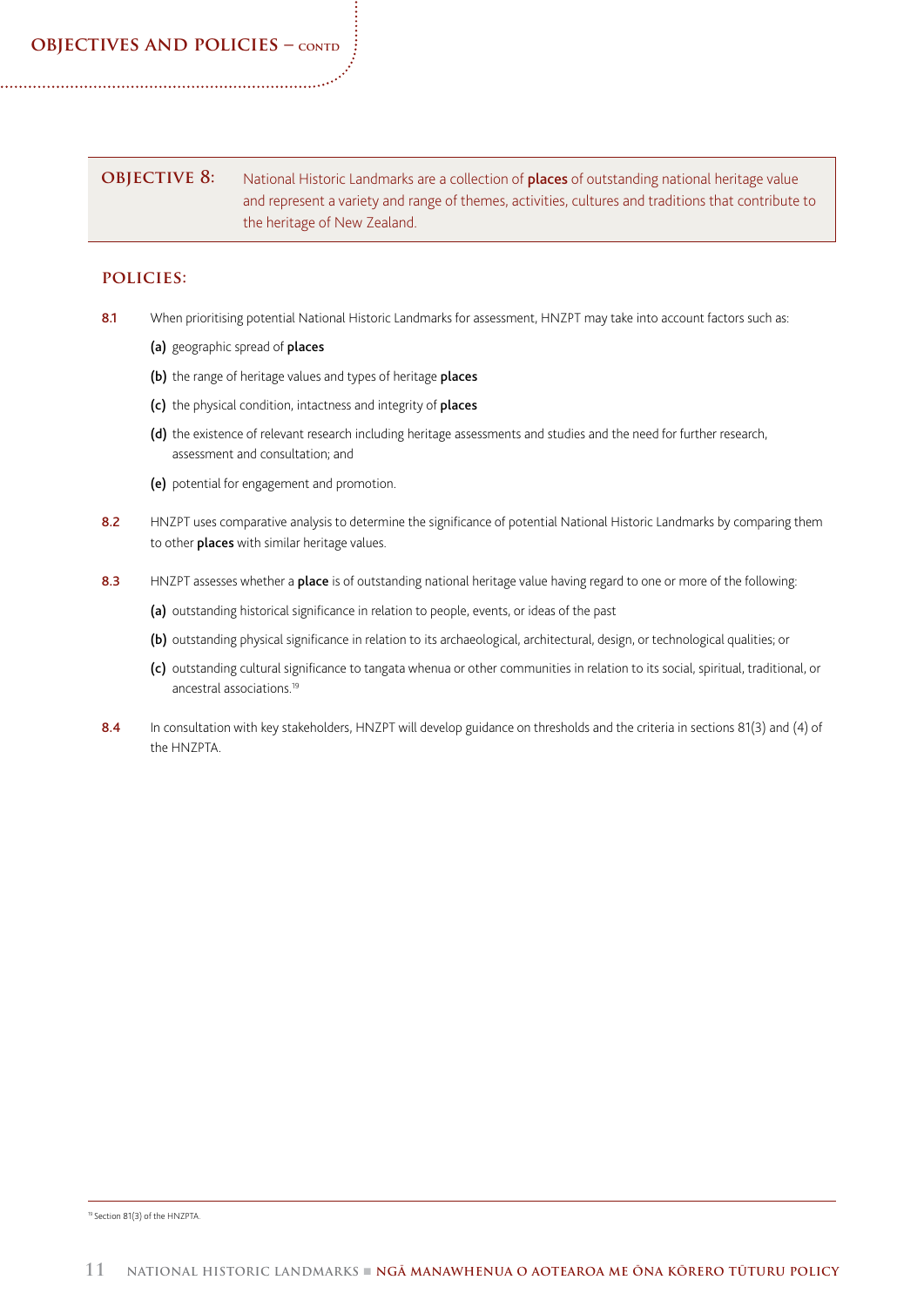**OBJECTIVE 8:** National Historic Landmarks are a collection of **places** of outstanding national heritage value and represent a variety and range of themes, activities, cultures and traditions that contribute to the heritage of New Zealand.

## POLICIES:

**8.1** When prioritising potential National Historic Landmarks for assessment, HNZPT may take into account factors such as:

**(a)** geographic spread of **places**

**(b)** the range of heritage values and types of heritage **places**

**(c)** the physical condition, intactness and integrity of **places**

**(d)** the existence of relevant research including heritage assessments and studies and the need for further research, assessment and consultation; and

**(e)** potential for engagement and promotion.

**8.2** HNZPT uses comparative analysis to determine the significance of potential National Historic Landmarks by comparing them to other **places** with similar heritage values.

**8.3** HNZPT assesses whether a **place** is of outstanding national heritage value having regard to one or more of the following:

**(a)** outstanding historical significance in relation to people, events, or ideas of the past

**(b)** outstanding physical significance in relation to its archaeological, architectural, design, or technological qualities; or

**(c)** outstanding cultural significance to tangata whenua or other communities in relation to its social, spiritual, traditional, or ancestral associations.[19]

**8.4** In consultation with key stakeholders, HNZPT will develop guidance on thresholds and the criteria in sections 81(3) and (4) of the HNZPTA.

[19] Section 81(3) of the HNZPTA.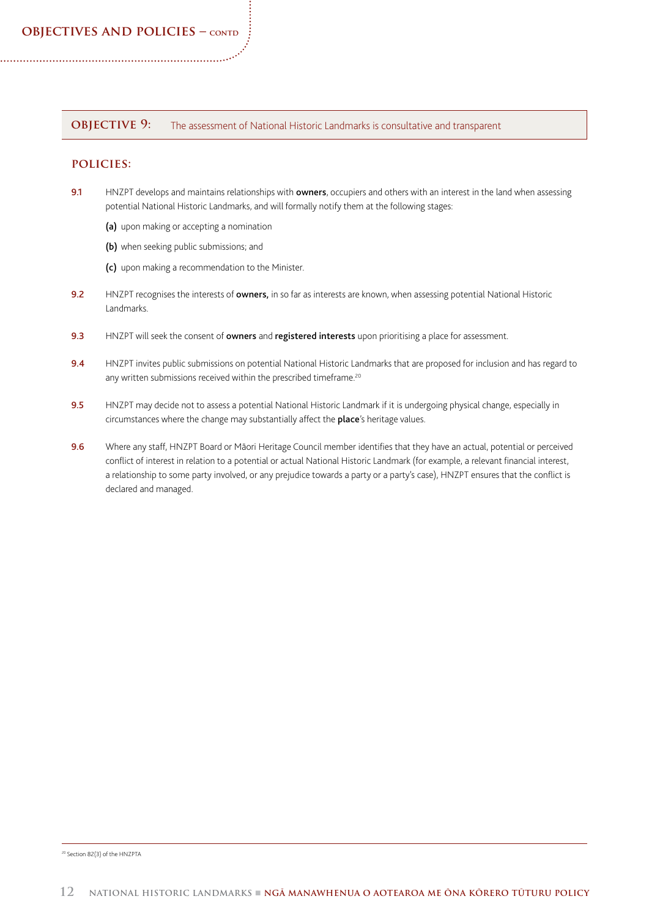## OBJECTIVE 9: The assessment of National Historic Landmarks is consultative and transparent

### POLICIES:

**9.1** HNZPT develops and maintains relationships with **owners**, occupiers and others with an interest in the land when assessing potential National Historic Landmarks, and will formally notify them at the following stages:

**(a)** upon making or accepting a nomination

**(b)** when seeking public submissions; and

**(c)** upon making a recommendation to the Minister.

**9.2** HNZPT recognises the interests of **owners,** in so far as interests are known, when assessing potential National Historic Landmarks.

**9.3** HNZPT will seek the consent of **owners** and **registered interests** upon prioritising a place for assessment.

**9.4** HNZPT invites public submissions on potential National Historic Landmarks that are proposed for inclusion and has regard to any written submissions received within the prescribed timeframe.[20]

**9.5** HNZPT may decide not to assess a potential National Historic Landmark if it is undergoing physical change, especially in circumstances where the change may substantially affect the **place**'s heritage values.

**9.6** Where any staff, HNZPT Board or Māori Heritage Council member identifies that they have an actual, potential or perceived conflict of interest in relation to a potential or actual National Historic Landmark (for example, a relevant financial interest, a relationship to some party involved, or any prejudice towards a party or a party's case), HNZPT ensures that the conflict is declared and managed.

---

[20] Section 82(3) of the HNZPTA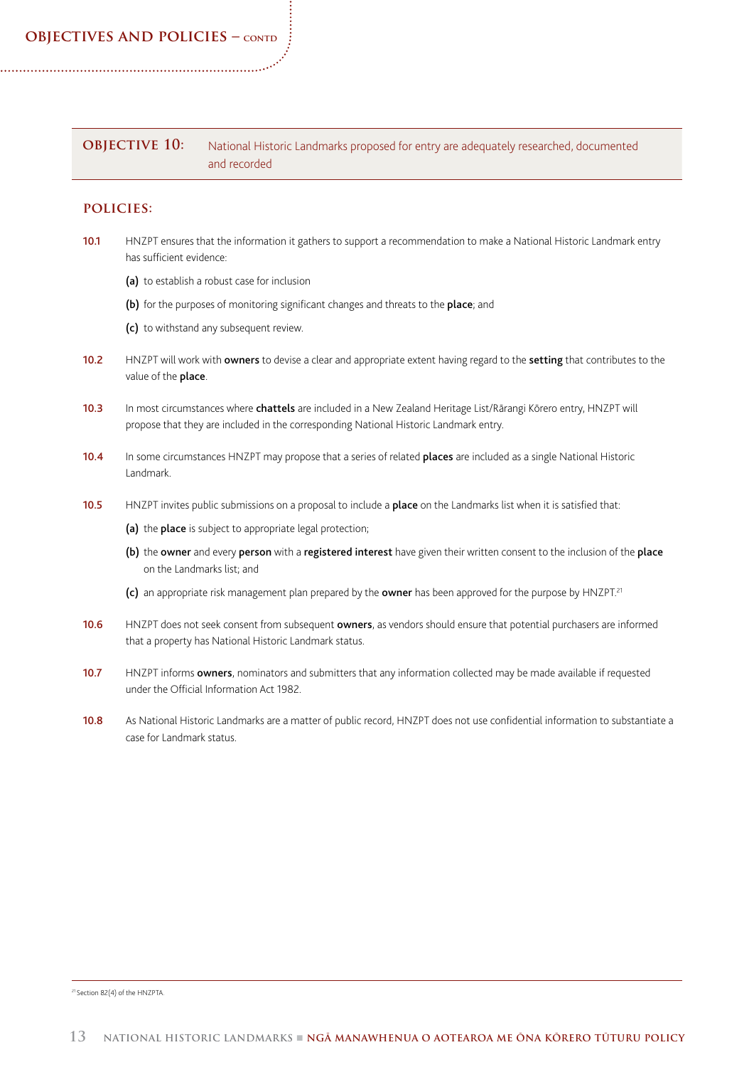## OBJECTIVE 10: National Historic Landmarks proposed for entry are adequately researched, documented and recorded

### POLICIES:

**10.1** HNZPT ensures that the information it gathers to support a recommendation to make a National Historic Landmark entry has sufficient evidence:

**(a)** to establish a robust case for inclusion

**(b)** for the purposes of monitoring significant changes and threats to the **place**; and

**(c)** to withstand any subsequent review.

**10.2** HNZPT will work with **owners** to devise a clear and appropriate extent having regard to the **setting** that contributes to the value of the **place**.

**10.3** In most circumstances where **chattels** are included in a New Zealand Heritage List/Rārangi Kōrero entry, HNZPT will propose that they are included in the corresponding National Historic Landmark entry.

**10.4** In some circumstances HNZPT may propose that a series of related **places** are included as a single National Historic Landmark.

**10.5** HNZPT invites public submissions on a proposal to include a **place** on the Landmarks list when it is satisfied that:

**(a)** the **place** is subject to appropriate legal protection;

**(b)** the **owner** and every **person** with a **registered interest** have given their written consent to the inclusion of the **place** on the Landmarks list; and

**(c)** an appropriate risk management plan prepared by the **owner** has been approved for the purpose by HNZPT.[21]

**10.6** HNZPT does not seek consent from subsequent **owners**, as vendors should ensure that potential purchasers are informed that a property has National Historic Landmark status.

**10.7** HNZPT informs **owners**, nominators and submitters that any information collected may be made available if requested under the Official Information Act 1982.

**10.8** As National Historic Landmarks are a matter of public record, HNZPT does not use confidential information to substantiate a case for Landmark status.

---

[21] Section 82(4) of the HNZPTA.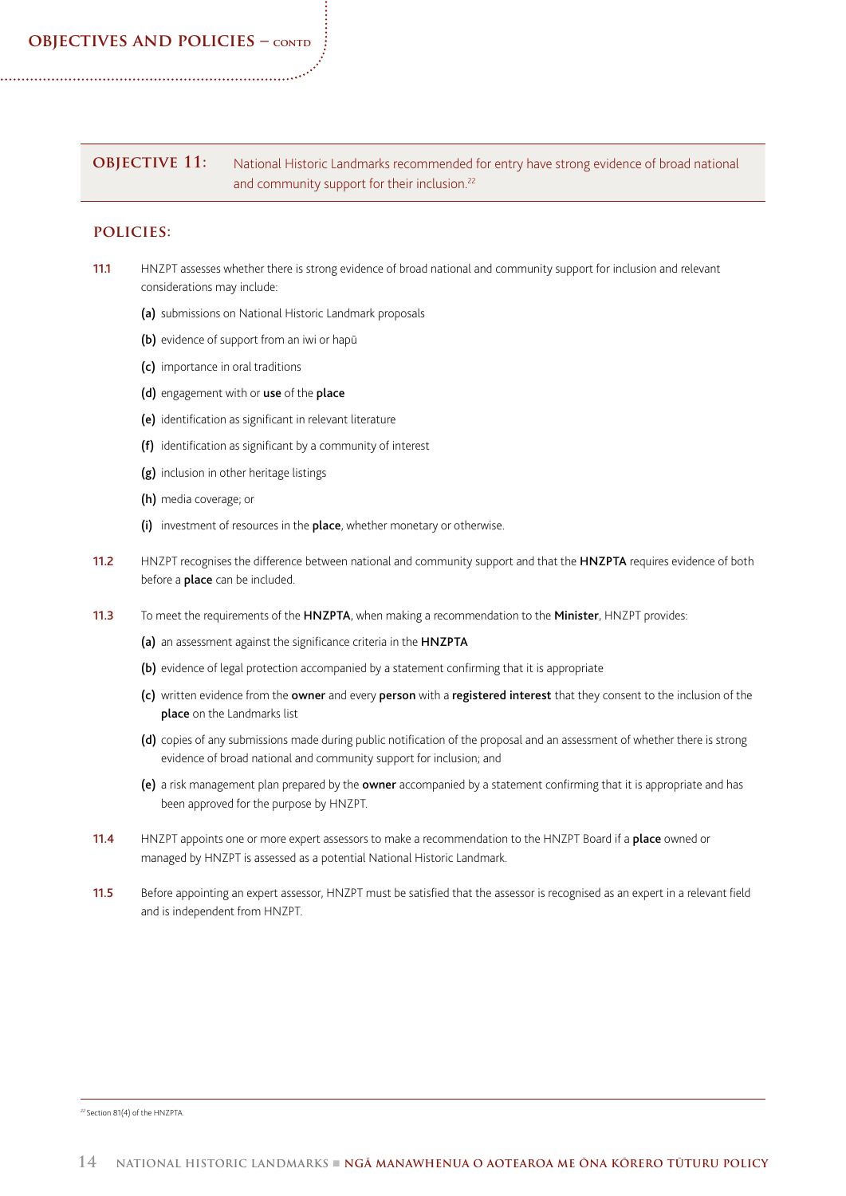## OBJECTIVE 11: National Historic Landmarks recommended for entry have strong evidence of broad national and community support for their inclusion.[22]

### POLICIES:

**11.1** HNZPT assesses whether there is strong evidence of broad national and community support for inclusion and relevant considerations may include:

- **(a)** submissions on National Historic Landmark proposals
- **(b)** evidence of support from an iwi or hapū
- **(c)** importance in oral traditions
- **(d)** engagement with or **use** of the **place**
- **(e)** identification as significant in relevant literature
- **(f)** identification as significant by a community of interest
- **(g)** inclusion in other heritage listings
- **(h)** media coverage; or
- **(i)** investment of resources in the **place**, whether monetary or otherwise.

**11.2** HNZPT recognises the difference between national and community support and that the **HNZPTA** requires evidence of both before a **place** can be included.

**11.3** To meet the requirements of the **HNZPTA**, when making a recommendation to the **Minister**, HNZPT provides:

- **(a)** an assessment against the significance criteria in the **HNZPTA**
- **(b)** evidence of legal protection accompanied by a statement confirming that it is appropriate
- **(c)** written evidence from the **owner** and every **person** with a **registered interest** that they consent to the inclusion of the **place** on the Landmarks list
- **(d)** copies of any submissions made during public notification of the proposal and an assessment of whether there is strong evidence of broad national and community support for inclusion; and
- **(e)** a risk management plan prepared by the **owner** accompanied by a statement confirming that it is appropriate and has been approved for the purpose by HNZPT.

**11.4** HNZPT appoints one or more expert assessors to make a recommendation to the HNZPT Board if a **place** owned or managed by HNZPT is assessed as a potential National Historic Landmark.

**11.5** Before appointing an expert assessor, HNZPT must be satisfied that the assessor is recognised as an expert in a relevant field and is independent from HNZPT.

---

[22] Section 81(4) of the HNZPTA.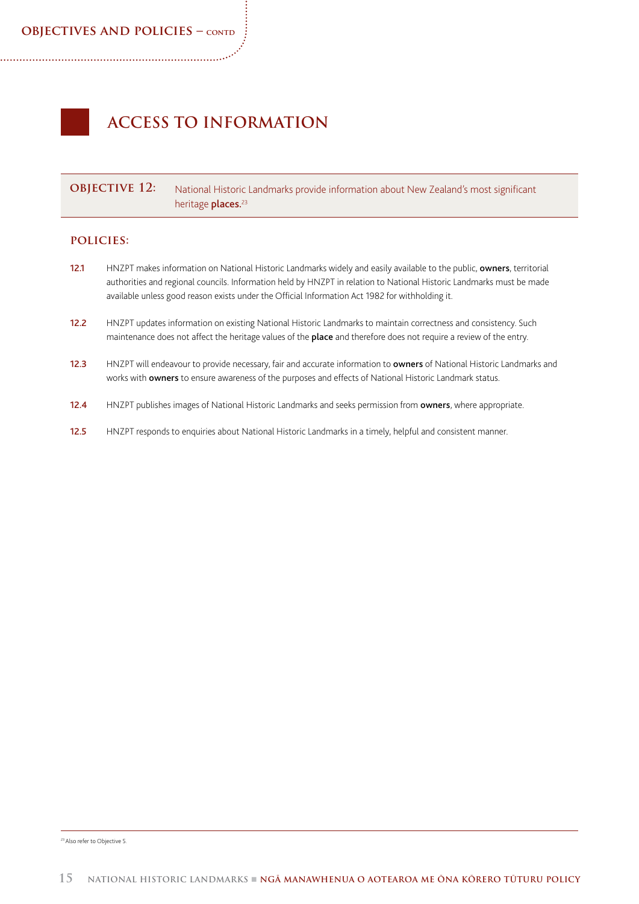# ACCESS TO INFORMATION

**OBJECTIVE 12:** National Historic Landmarks provide information about New Zealand's most significant heritage **places.**[23]

## POLICIES:

**12.1** HNZPT makes information on National Historic Landmarks widely and easily available to the public, **owners**, territorial authorities and regional councils. Information held by HNZPT in relation to National Historic Landmarks must be made available unless good reason exists under the Official Information Act 1982 for withholding it.

**12.2** HNZPT updates information on existing National Historic Landmarks to maintain correctness and consistency. Such maintenance does not affect the heritage values of the **place** and therefore does not require a review of the entry.

**12.3** HNZPT will endeavour to provide necessary, fair and accurate information to **owners** of National Historic Landmarks and works with **owners** to ensure awareness of the purposes and effects of National Historic Landmark status.

**12.4** HNZPT publishes images of National Historic Landmarks and seeks permission from **owners**, where appropriate.

**12.5** HNZPT responds to enquiries about National Historic Landmarks in a timely, helpful and consistent manner.

---

[23] Also refer to Objective 5.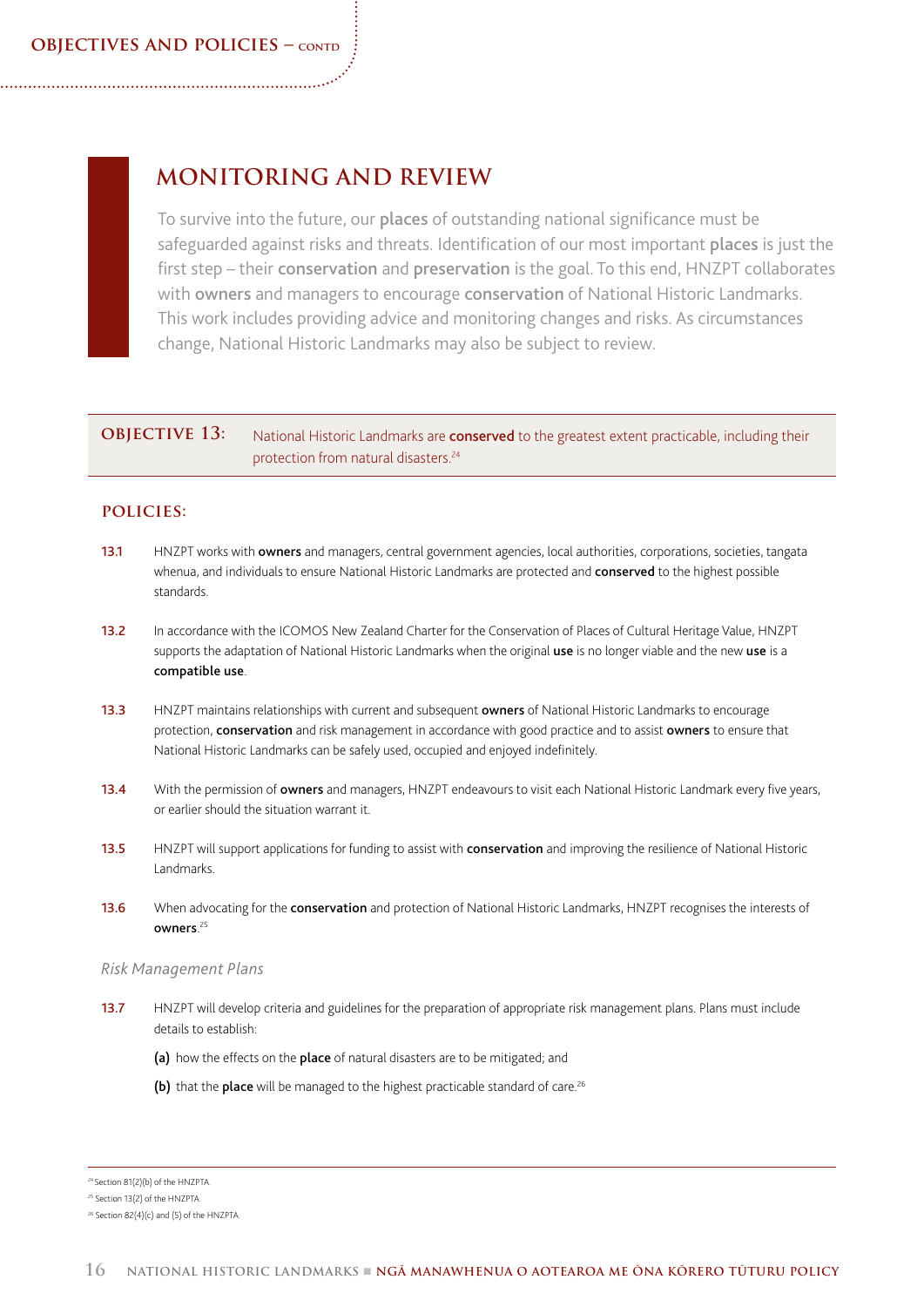## MONITORING AND REVIEW

To survive into the future, our **places** of outstanding national significance must be safeguarded against risks and threats. Identification of our most important **places** is just the first step – their **conservation** and **preservation** is the goal. To this end, HNZPT collaborates with **owners** and managers to encourage **conservation** of National Historic Landmarks. This work includes providing advice and monitoring changes and risks. As circumstances change, National Historic Landmarks may also be subject to review.

**OBJECTIVE 13:** National Historic Landmarks are **conserved** to the greatest extent practicable, including their protection from natural disasters.[24]

### POLICIES:

**13.1** HNZPT works with **owners** and managers, central government agencies, local authorities, corporations, societies, tangata whenua, and individuals to ensure National Historic Landmarks are protected and **conserved** to the highest possible standards.

**13.2** In accordance with the ICOMOS New Zealand Charter for the Conservation of Places of Cultural Heritage Value, HNZPT supports the adaptation of National Historic Landmarks when the original **use** is no longer viable and the new **use** is a **compatible use**.

**13.3** HNZPT maintains relationships with current and subsequent **owners** of National Historic Landmarks to encourage protection, **conservation** and risk management in accordance with good practice and to assist **owners** to ensure that National Historic Landmarks can be safely used, occupied and enjoyed indefinitely.

**13.4** With the permission of **owners** and managers, HNZPT endeavours to visit each National Historic Landmark every five years, or earlier should the situation warrant it.

**13.5** HNZPT will support applications for funding to assist with **conservation** and improving the resilience of National Historic Landmarks.

**13.6** When advocating for the **conservation** and protection of National Historic Landmarks, HNZPT recognises the interests of **owners**.[25]

*Risk Management Plans*

**13.7** HNZPT will develop criteria and guidelines for the preparation of appropriate risk management plans. Plans must include details to establish:

**(a)** how the effects on the **place** of natural disasters are to be mitigated; and

**(b)** that the **place** will be managed to the highest practicable standard of care.[26]

---

[24] Section 81(2)(b) of the HNZPTA.

[25] Section 13(2) of the HNZPTA.

[26] Section 82(4)(c) and (5) of the HNZPTA.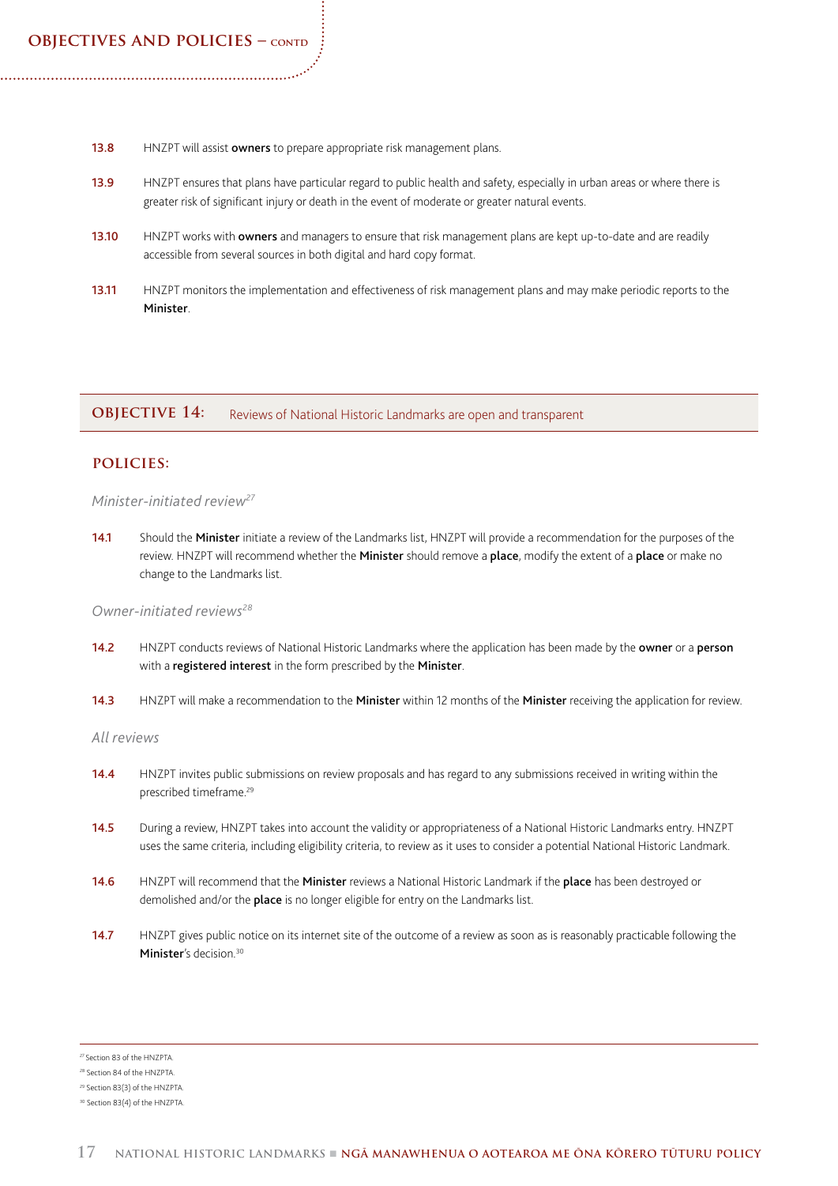13.8 HNZPT will assist **owners** to prepare appropriate risk management plans.

13.9 HNZPT ensures that plans have particular regard to public health and safety, especially in urban areas or where there is greater risk of significant injury or death in the event of moderate or greater natural events.

13.10 HNZPT works with **owners** and managers to ensure that risk management plans are kept up-to-date and are readily accessible from several sources in both digital and hard copy format.

13.11 HNZPT monitors the implementation and effectiveness of risk management plans and may make periodic reports to the **Minister**.

## OBJECTIVE 14: Reviews of National Historic Landmarks are open and transparent

### POLICIES:

*Minister-initiated review*[27]

14.1 Should the **Minister** initiate a review of the Landmarks list, HNZPT will provide a recommendation for the purposes of the review. HNZPT will recommend whether the **Minister** should remove a **place**, modify the extent of a **place** or make no change to the Landmarks list.

*Owner-initiated reviews*[28]

14.2 HNZPT conducts reviews of National Historic Landmarks where the application has been made by the **owner** or a **person** with a **registered interest** in the form prescribed by the **Minister**.

14.3 HNZPT will make a recommendation to the **Minister** within 12 months of the **Minister** receiving the application for review.

*All reviews*

14.4 HNZPT invites public submissions on review proposals and has regard to any submissions received in writing within the prescribed timeframe.[29]

14.5 During a review, HNZPT takes into account the validity or appropriateness of a National Historic Landmarks entry. HNZPT uses the same criteria, including eligibility criteria, to review as it uses to consider a potential National Historic Landmark.

14.6 HNZPT will recommend that the **Minister** reviews a National Historic Landmark if the **place** has been destroyed or demolished and/or the **place** is no longer eligible for entry on the Landmarks list.

14.7 HNZPT gives public notice on its internet site of the outcome of a review as soon as is reasonably practicable following the **Minister**'s decision.[30]

---

[27] Section 83 of the HNZPTA.

[28] Section 84 of the HNZPTA.

[29] Section 83(3) of the HNZPTA.

[30] Section 83(4) of the HNZPTA.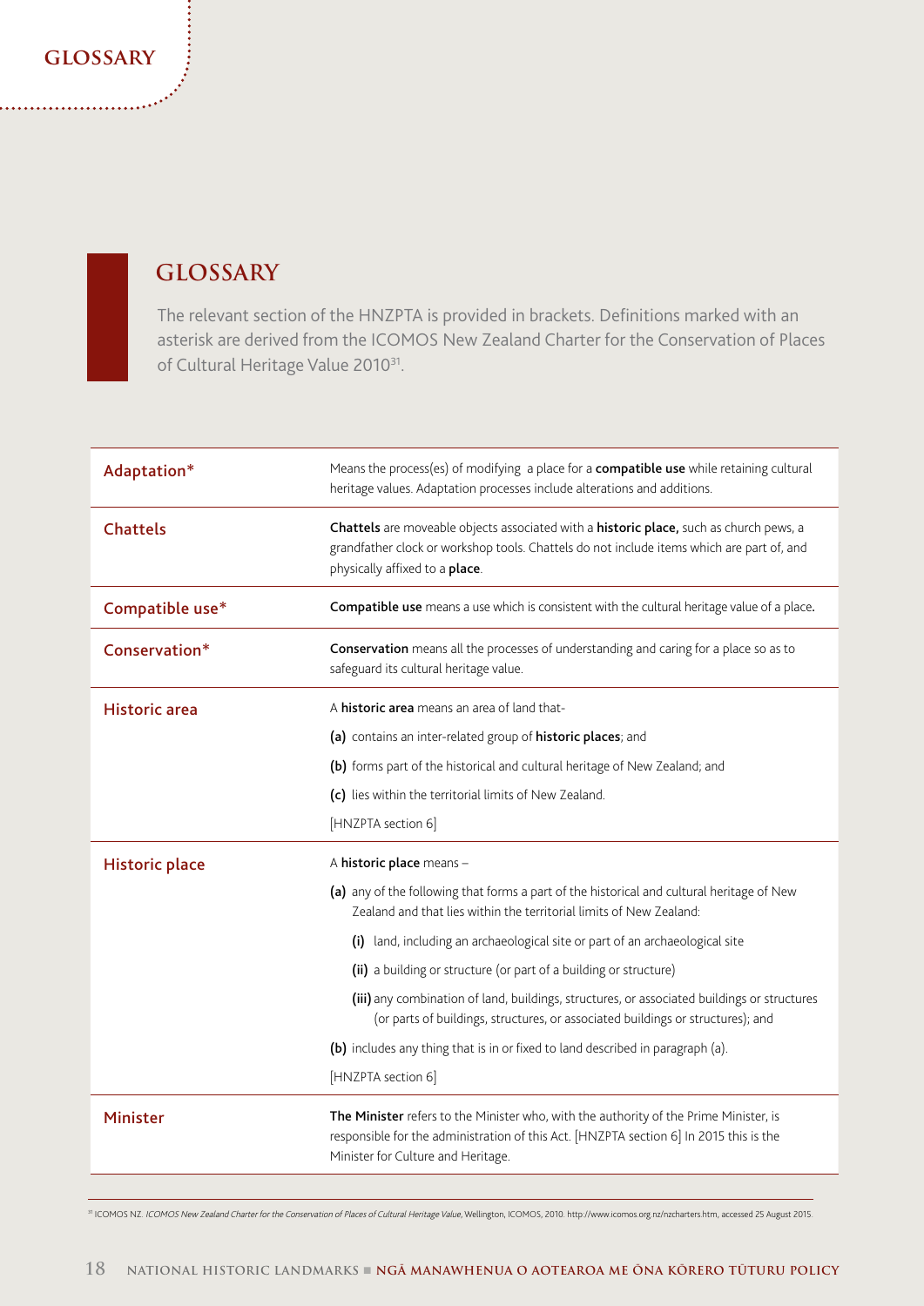# GLOSSARY

The relevant section of the HNZPTA is provided in brackets. Definitions marked with an asterisk are derived from the ICOMOS New Zealand Charter for the Conservation of Places of Cultural Heritage Value 2010[31].

| | |
|---|---|
| Adaptation* | Means the process(es) of modifying a place for a **compatible use** while retaining cultural heritage values. Adaptation processes include alterations and additions. |
| Chattels | **Chattels** are moveable objects associated with a **historic place,** such as church pews, a grandfather clock or workshop tools. Chattels do not include items which are part of, and physically affixed to a **place**. |
| Compatible use* | **Compatible use** means a use which is consistent with the cultural heritage value of a place. |
| Conservation* | **Conservation** means all the processes of understanding and caring for a place so as to safeguard its cultural heritage value. |
| Historic area | A **historic area** means an area of land that- <br> **(a)** contains an inter-related group of **historic places**; and <br> **(b)** forms part of the historical and cultural heritage of New Zealand; and <br> **(c)** lies within the territorial limits of New Zealand. <br> [HNZPTA section 6] |
| Historic place | A **historic place** means – <br> **(a)** any of the following that forms a part of the historical and cultural heritage of New Zealand and that lies within the territorial limits of New Zealand: <br> **(i)** land, including an archaeological site or part of an archaeological site <br> **(ii)** a building or structure (or part of a building or structure) <br> **(iii)** any combination of land, buildings, structures, or associated buildings or structures (or parts of buildings, structures, or associated buildings or structures); and <br> **(b)** includes any thing that is in or fixed to land described in paragraph (a). <br> [HNZPTA section 6] |
| Minister | **The Minister** refers to the Minister who, with the authority of the Prime Minister, is responsible for the administration of this Act. [HNZPTA section 6] In 2015 this is the Minister for Culture and Heritage. |

[31] ICOMOS NZ. *ICOMOS New Zealand Charter for the Conservation of Places of Cultural Heritage Value*, Wellington, ICOMOS, 2010. http://www.icomos.org.nz/nzcharters.htm, accessed 25 August 2015.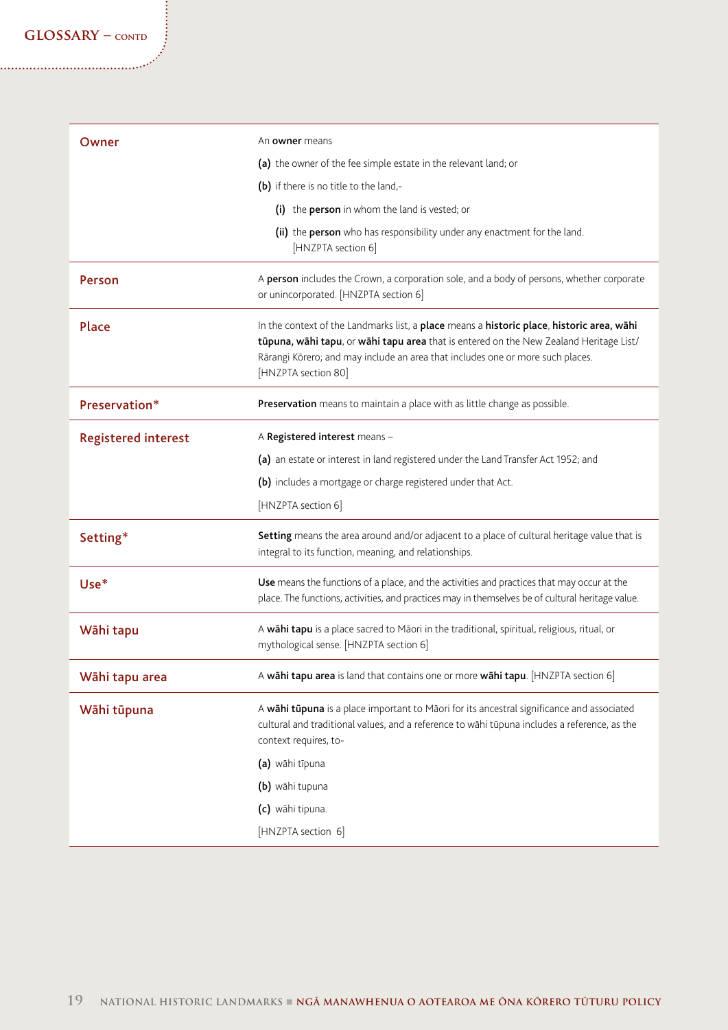## GLOSSARY – CONTD

| | |
|---|---|
| **Owner** | An **owner** means<br>**(a)** the owner of the fee simple estate in the relevant land; or<br>**(b)** if there is no title to the land,-<br>**(i)** the **person** in whom the land is vested; or<br>**(ii)** the **person** who has responsibility under any enactment for the land. [HNZPTA section 6] |
| **Person** | A **person** includes the Crown, a corporation sole, and a body of persons, whether corporate or unincorporated. [HNZPTA section 6] |
| **Place** | In the context of the Landmarks list, a **place** means a **historic place**, **historic area, wāhi tūpuna, wāhi tapu**, or **wāhi tapu area** that is entered on the New Zealand Heritage List/Rārangi Kōrero; and may include an area that includes one or more such places. [HNZPTA section 80] |
| **Preservation*** | **Preservation** means to maintain a place with as little change as possible. |
| **Registered interest** | A **Registered interest** means –<br>**(a)** an estate or interest in land registered under the Land Transfer Act 1952; and<br>**(b)** includes a mortgage or charge registered under that Act.<br>[HNZPTA section 6] |
| **Setting*** | **Setting** means the area around and/or adjacent to a place of cultural heritage value that is integral to its function, meaning, and relationships. |
| **Use*** | **Use** means the functions of a place, and the activities and practices that may occur at the place. The functions, activities, and practices may in themselves be of cultural heritage value. |
| **Wāhi tapu** | A **wāhi tapu** is a place sacred to Māori in the traditional, spiritual, religious, ritual, or mythological sense. [HNZPTA section 6] |
| **Wāhi tapu area** | A **wāhi tapu area** is land that contains one or more **wāhi tapu**. [HNZPTA section 6] |
| **Wāhi tūpuna** | A **wāhi tūpuna** is a place important to Māori for its ancestral significance and associated cultural and traditional values, and a reference to wāhi tūpuna includes a reference, as the context requires, to-<br>**(a)** wāhi tīpuna<br>**(b)** wāhi tupuna<br>**(c)** wāhi tipuna.<br>[HNZPTA section 6] |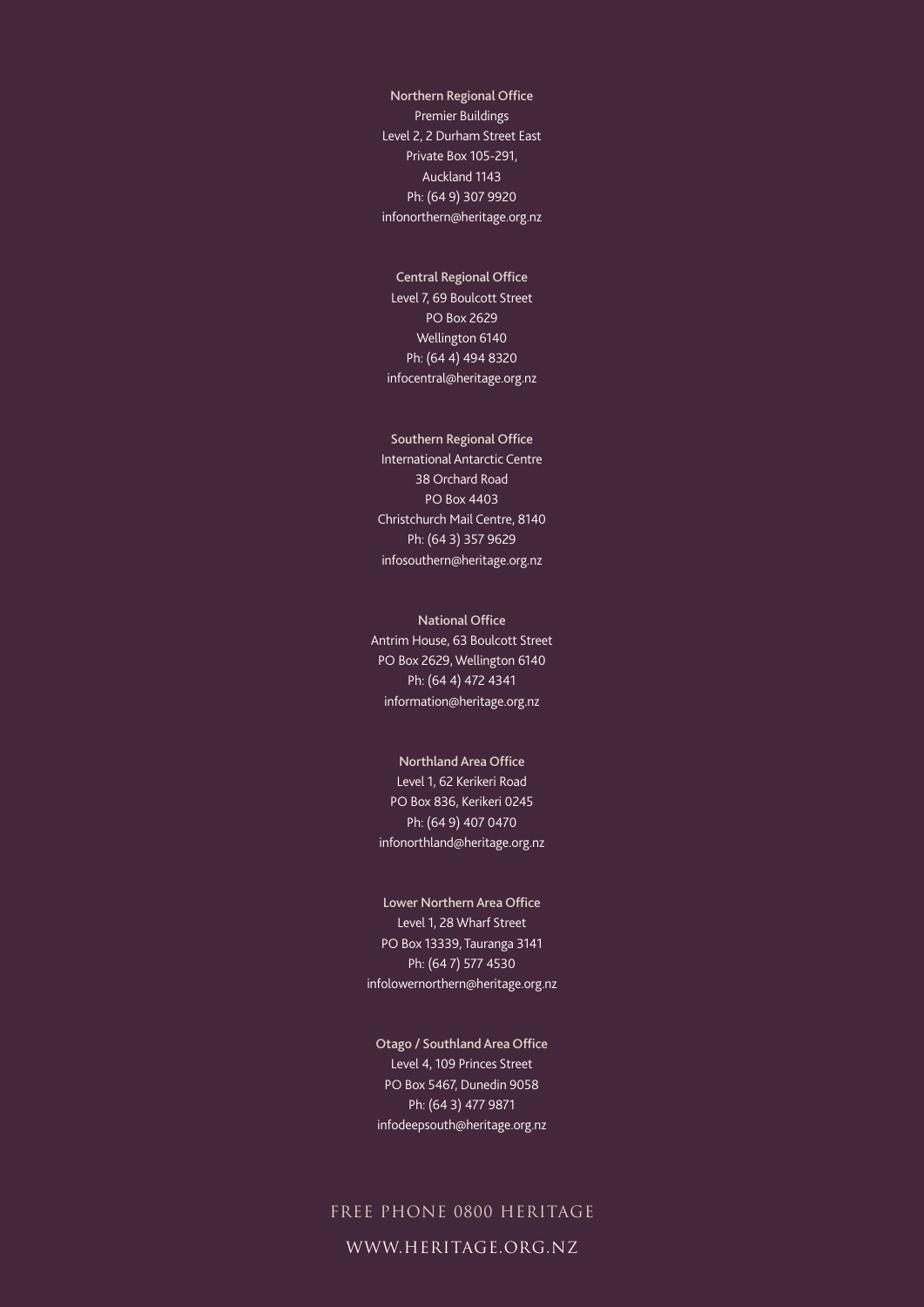**Northern Regional Office**
Premier Buildings
Level 2, 2 Durham Street East
Private Box 105-291,
Auckland 1143
Ph: (64 9) 307 9920
infonorthern@heritage.org.nz

**Central Regional Office**
Level 7, 69 Boulcott Street
PO Box 2629
Wellington 6140
Ph: (64 4) 494 8320
infocentral@heritage.org.nz

**Southern Regional Office**
International Antarctic Centre
38 Orchard Road
PO Box 4403
Christchurch Mail Centre, 8140
Ph: (64 3) 357 9629
infosouthern@heritage.org.nz

**National Office**
Antrim House, 63 Boulcott Street
PO Box 2629, Wellington 6140
Ph: (64 4) 472 4341
information@heritage.org.nz

**Northland Area Office**
Level 1, 62 Kerikeri Road
PO Box 836, Kerikeri 0245
Ph: (64 9) 407 0470
infonorthland@heritage.org.nz

**Lower Northern Area Office**
Level 1, 28 Wharf Street
PO Box 13339, Tauranga 3141
Ph: (64 7) 577 4530
infolowernorthern@heritage.org.nz

**Otago / Southland Area Office**
Level 4, 109 Princes Street
PO Box 5467, Dunedin 9058
Ph: (64 3) 477 9871
infodeepsouth@heritage.org.nz

FREE PHONE 0800 HERITAGE

WWW.HERITAGE.ORG.NZ